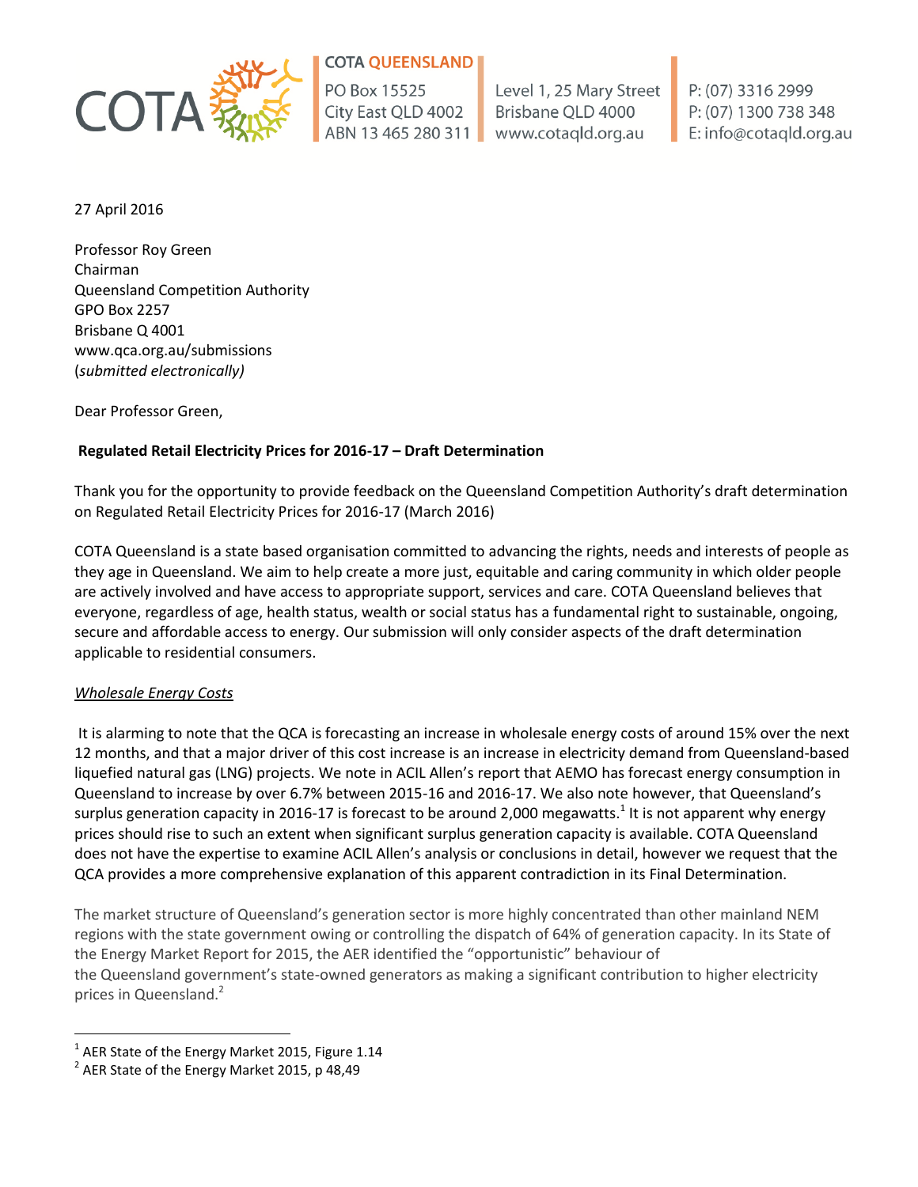COTA QUEENSLAND
PO Box 15525
City East QLD 4002
ABN 13 465 280 311

Level 1, 25 Mary Street
Brisbane QLD 4000
www.cotaqld.org.au

P: (07) 3316 2999
P: (07) 1300 738 348
E: info@cotaqld.org.au

27 April 2016

Professor Roy Green
Chairman
Queensland Competition Authority
GPO Box 2257
Brisbane Q 4001
www.qca.org.au/submissions
(*submitted electronically)*

Dear Professor Green,

**Regulated Retail Electricity Prices for 2016-17 – Draft Determination**

Thank you for the opportunity to provide feedback on the Queensland Competition Authority's draft determination on Regulated Retail Electricity Prices for 2016-17 (March 2016)

COTA Queensland is a state based organisation committed to advancing the rights, needs and interests of people as they age in Queensland. We aim to help create a more just, equitable and caring community in which older people are actively involved and have access to appropriate support, services and care. COTA Queensland believes that everyone, regardless of age, health status, wealth or social status has a fundamental right to sustainable, ongoing, secure and affordable access to energy. Our submission will only consider aspects of the draft determination applicable to residential consumers.

*Wholesale Energy Costs*

It is alarming to note that the QCA is forecasting an increase in wholesale energy costs of around 15% over the next 12 months, and that a major driver of this cost increase is an increase in electricity demand from Queensland-based liquefied natural gas (LNG) projects. We note in ACIL Allen's report that AEMO has forecast energy consumption in Queensland to increase by over 6.7% between 2015-16 and 2016-17. We also note however, that Queensland's surplus generation capacity in 2016-17 is forecast to be around 2,000 megawatts.[1] It is not apparent why energy prices should rise to such an extent when significant surplus generation capacity is available. COTA Queensland does not have the expertise to examine ACIL Allen's analysis or conclusions in detail, however we request that the QCA provides a more comprehensive explanation of this apparent contradiction in its Final Determination.

The market structure of Queensland's generation sector is more highly concentrated than other mainland NEM regions with the state government owing or controlling the dispatch of 64% of generation capacity. In its State of the Energy Market Report for 2015, the AER identified the "opportunistic" behaviour of the Queensland government's state-owned generators as making a significant contribution to higher electricity prices in Queensland.[2]

[1] AER State of the Energy Market 2015, Figure 1.14
[2] AER State of the Energy Market 2015, p 48,49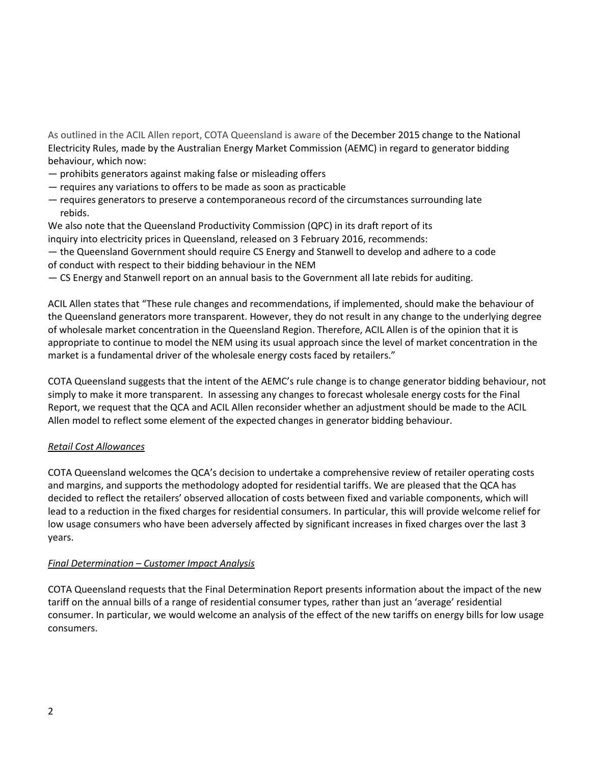As outlined in the ACIL Allen report, COTA Queensland is aware of the December 2015 change to the National Electricity Rules, made by the Australian Energy Market Commission (AEMC) in regard to generator bidding behaviour, which now:

— prohibits generators against making false or misleading offers
— requires any variations to offers to be made as soon as practicable
— requires generators to preserve a contemporaneous record of the circumstances surrounding late rebids.

We also note that the Queensland Productivity Commission (QPC) in its draft report of its inquiry into electricity prices in Queensland, released on 3 February 2016, recommends:

— the Queensland Government should require CS Energy and Stanwell to develop and adhere to a code of conduct with respect to their bidding behaviour in the NEM
— CS Energy and Stanwell report on an annual basis to the Government all late rebids for auditing.

ACIL Allen states that "These rule changes and recommendations, if implemented, should make the behaviour of the Queensland generators more transparent. However, they do not result in any change to the underlying degree of wholesale market concentration in the Queensland Region. Therefore, ACIL Allen is of the opinion that it is appropriate to continue to model the NEM using its usual approach since the level of market concentration in the market is a fundamental driver of the wholesale energy costs faced by retailers."

COTA Queensland suggests that the intent of the AEMC's rule change is to change generator bidding behaviour, not simply to make it more transparent. In assessing any changes to forecast wholesale energy costs for the Final Report, we request that the QCA and ACIL Allen reconsider whether an adjustment should be made to the ACIL Allen model to reflect some element of the expected changes in generator bidding behaviour.

*Retail Cost Allowances*

COTA Queensland welcomes the QCA's decision to undertake a comprehensive review of retailer operating costs and margins, and supports the methodology adopted for residential tariffs. We are pleased that the QCA has decided to reflect the retailers' observed allocation of costs between fixed and variable components, which will lead to a reduction in the fixed charges for residential consumers. In particular, this will provide welcome relief for low usage consumers who have been adversely affected by significant increases in fixed charges over the last 3 years.

*Final Determination – Customer Impact Analysis*

COTA Queensland requests that the Final Determination Report presents information about the impact of the new tariff on the annual bills of a range of residential consumer types, rather than just an 'average' residential consumer. In particular, we would welcome an analysis of the effect of the new tariffs on energy bills for low usage consumers.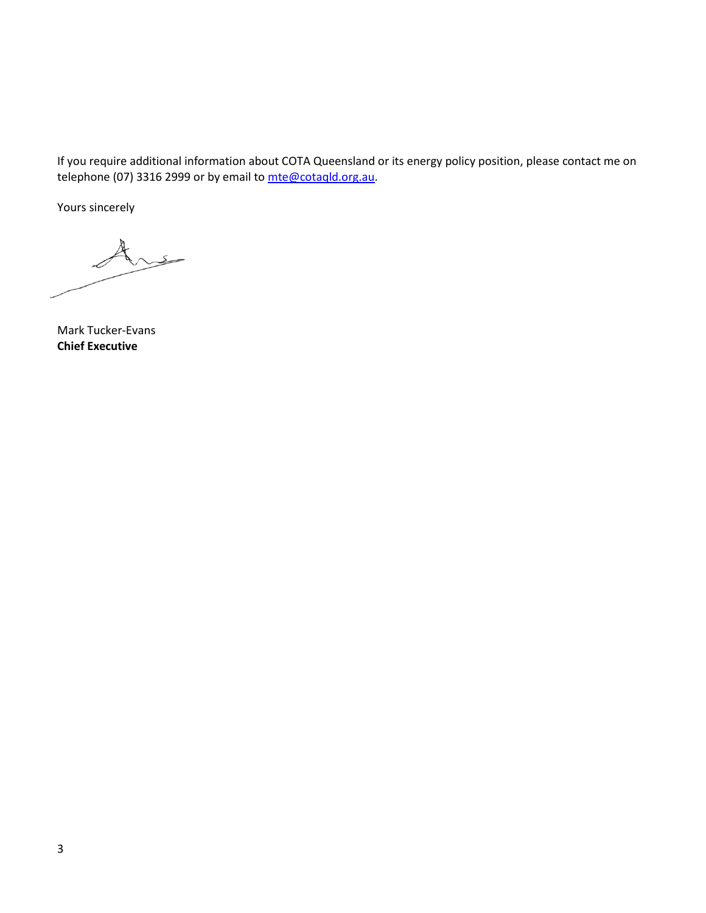If you require additional information about COTA Queensland or its energy policy position, please contact me on telephone (07) 3316 2999 or by email to mte@cotaqld.org.au.

Yours sincerely

Mark Tucker-Evans
**Chief Executive**